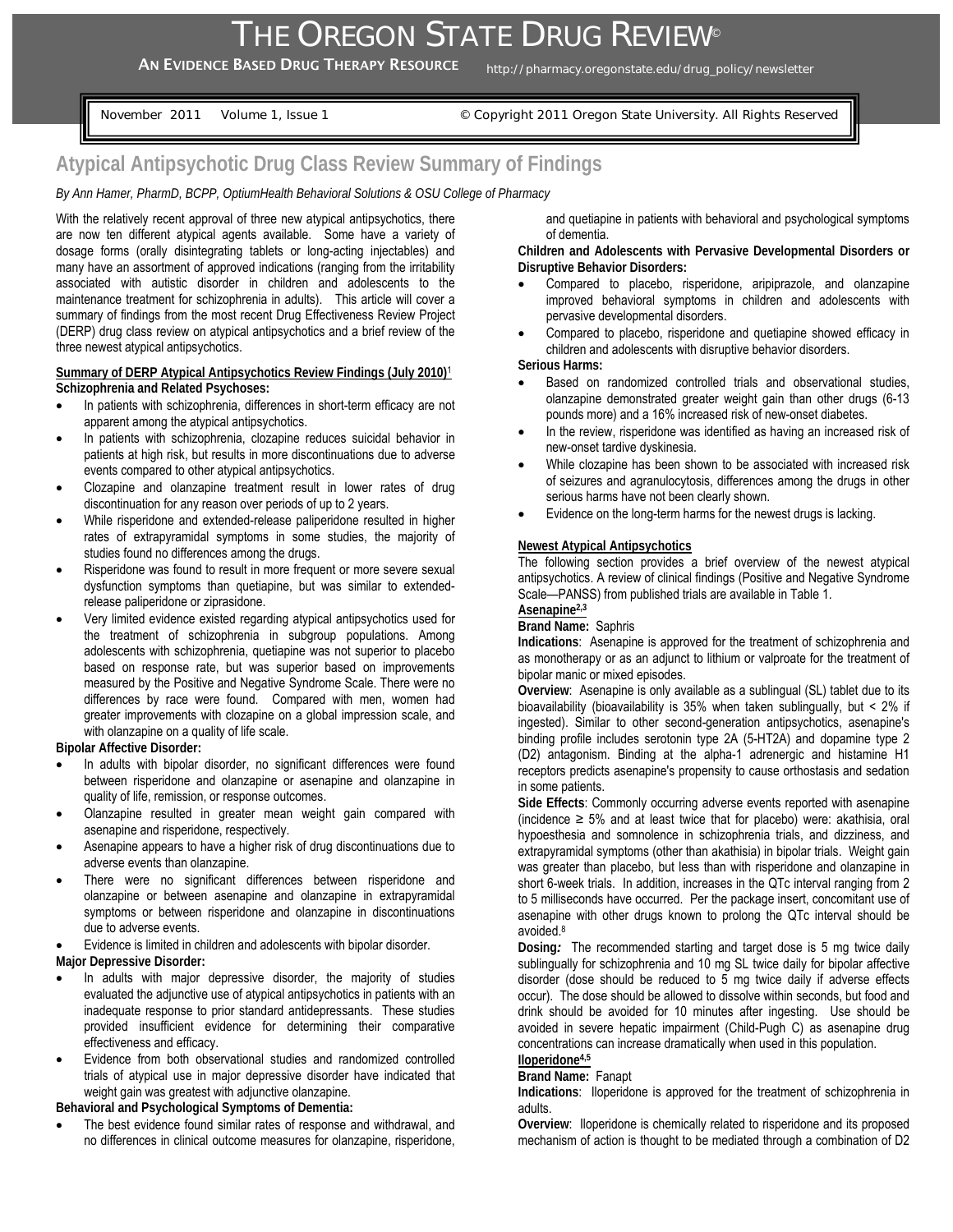# THE OREGON STATE DRUG REVIEW©

**AN EVIDENCE BASED DRUG THERAPY RESOURCE** http://pharmacy.oregonstate.edu/drug_policy/newsletter

November 2011 Volume 1, Issue 1 © Copyright 2011 Oregon State University. All Rights Reserved

## Atypical Antipsychotic Drug Class Review Summary of Findings

*By Ann Hamer, PharmD, BCPP, OptiumHealth Behavioral Solutions & OSU College of Pharmacy*

With the relatively recent approval of three new atypical antipsychotics, there are now ten different atypical agents available. Some have a variety of dosage forms (orally disintegrating tablets or long-acting injectables) and many have an assortment of approved indications (ranging from the irritability associated with autistic disorder in children and adolescents to the maintenance treatment for schizophrenia in adults). This article will cover a summary of findings from the most recent Drug Effectiveness Review Project (DERP) drug class review on atypical antipsychotics and a brief review of the three newest atypical antipsychotics.

**Summary of DERP Atypical Antipsychotics Review Findings (July 2010)**[1]

**Schizophrenia and Related Psychoses:**

- In patients with schizophrenia, differences in short-term efficacy are not apparent among the atypical antipsychotics.
- In patients with schizophrenia, clozapine reduces suicidal behavior in patients at high risk, but results in more discontinuations due to adverse events compared to other atypical antipsychotics.
- Clozapine and olanzapine treatment result in lower rates of drug discontinuation for any reason over periods of up to 2 years.
- While risperidone and extended-release paliperidone resulted in higher rates of extrapyramidal symptoms in some studies, the majority of studies found no differences among the drugs.
- Risperidone was found to result in more frequent or more severe sexual dysfunction symptoms than quetiapine, but was similar to extended-release paliperidone or ziprasidone.
- Very limited evidence existed regarding atypical antipsychotics used for the treatment of schizophrenia in subgroup populations. Among adolescents with schizophrenia, quetiapine was not superior to placebo based on response rate, but was superior based on improvements measured by the Positive and Negative Syndrome Scale. There were no differences by race were found. Compared with men, women had greater improvements with clozapine on a global impression scale, and with olanzapine on a quality of life scale.

**Bipolar Affective Disorder:**

- In adults with bipolar disorder, no significant differences were found between risperidone and olanzapine or asenapine and olanzapine in quality of life, remission, or response outcomes.
- Olanzapine resulted in greater mean weight gain compared with asenapine and risperidone, respectively.
- Asenapine appears to have a higher risk of drug discontinuations due to adverse events than olanzapine.
- There were no significant differences between risperidone and olanzapine or between asenapine and olanzapine in extrapyramidal symptoms or between risperidone and olanzapine in discontinuations due to adverse events.
- Evidence is limited in children and adolescents with bipolar disorder.

**Major Depressive Disorder:**

- In adults with major depressive disorder, the majority of studies evaluated the adjunctive use of atypical antipsychotics in patients with an inadequate response to prior standard antidepressants. These studies provided insufficient evidence for determining their comparative effectiveness and efficacy.
- Evidence from both observational studies and randomized controlled trials of atypical use in major depressive disorder have indicated that weight gain was greatest with adjunctive olanzapine.

**Behavioral and Psychological Symptoms of Dementia:**

- The best evidence found similar rates of response and withdrawal, and no differences in clinical outcome measures for olanzapine, risperidone, and quetiapine in patients with behavioral and psychological symptoms of dementia.

**Children and Adolescents with Pervasive Developmental Disorders or Disruptive Behavior Disorders:**

- Compared to placebo, risperidone, aripiprazole, and olanzapine improved behavioral symptoms in children and adolescents with pervasive developmental disorders.
- Compared to placebo, risperidone and quetiapine showed efficacy in children and adolescents with disruptive behavior disorders.

**Serious Harms:**

- Based on randomized controlled trials and observational studies, olanzapine demonstrated greater weight gain than other drugs (6-13 pounds more) and a 16% increased risk of new-onset diabetes.
- In the review, risperidone was identified as having an increased risk of new-onset tardive dyskinesia.
- While clozapine has been shown to be associated with increased risk of seizures and agranulocytosis, differences among the drugs in other serious harms have not been clearly shown.
- Evidence on the long-term harms for the newest drugs is lacking.

**Newest Atypical Antipsychotics**

The following section provides a brief overview of the newest atypical antipsychotics. A review of clinical findings (Positive and Negative Syndrome Scale—PANSS) from published trials are available in Table 1.

**Asenapine**[2,3]

**Brand Name:** Saphris

**Indications**: Asenapine is approved for the treatment of schizophrenia and as monotherapy or as an adjunct to lithium or valproate for the treatment of bipolar manic or mixed episodes.

**Overview**: Asenapine is only available as a sublingual (SL) tablet due to its bioavailability (bioavailability is 35% when taken sublingually, but < 2% if ingested). Similar to other second-generation antipsychotics, asenapine's binding profile includes serotonin type 2A (5-HT2A) and dopamine type 2 (D2) antagonism. Binding at the alpha-1 adrenergic and histamine H1 receptors predicts asenapine's propensity to cause orthostasis and sedation in some patients.

**Side Effects**: Commonly occurring adverse events reported with asenapine (incidence ≥ 5% and at least twice that for placebo) were: akathisia, oral hypoesthesia and somnolence in schizophrenia trials, and dizziness, and extrapyramidal symptoms (other than akathisia) in bipolar trials. Weight gain was greater than placebo, but less than with risperidone and olanzapine in short 6-week trials. In addition, increases in the QTc interval ranging from 2 to 5 milliseconds have occurred. Per the package insert, concomitant use of asenapine with other drugs known to prolong the QTc interval should be avoided.[8]

**Dosing***:* The recommended starting and target dose is 5 mg twice daily sublingually for schizophrenia and 10 mg SL twice daily for bipolar affective disorder (dose should be reduced to 5 mg twice daily if adverse effects occur). The dose should be allowed to dissolve within seconds, but food and drink should be avoided for 10 minutes after ingesting. Use should be avoided in severe hepatic impairment (Child-Pugh C) as asenapine drug concentrations can increase dramatically when used in this population.

**Iloperidone**[4,5]

**Brand Name:** Fanapt

**Indications**: Iloperidone is approved for the treatment of schizophrenia in adults.

**Overview**: Iloperidone is chemically related to risperidone and its proposed mechanism of action is thought to be mediated through a combination of D2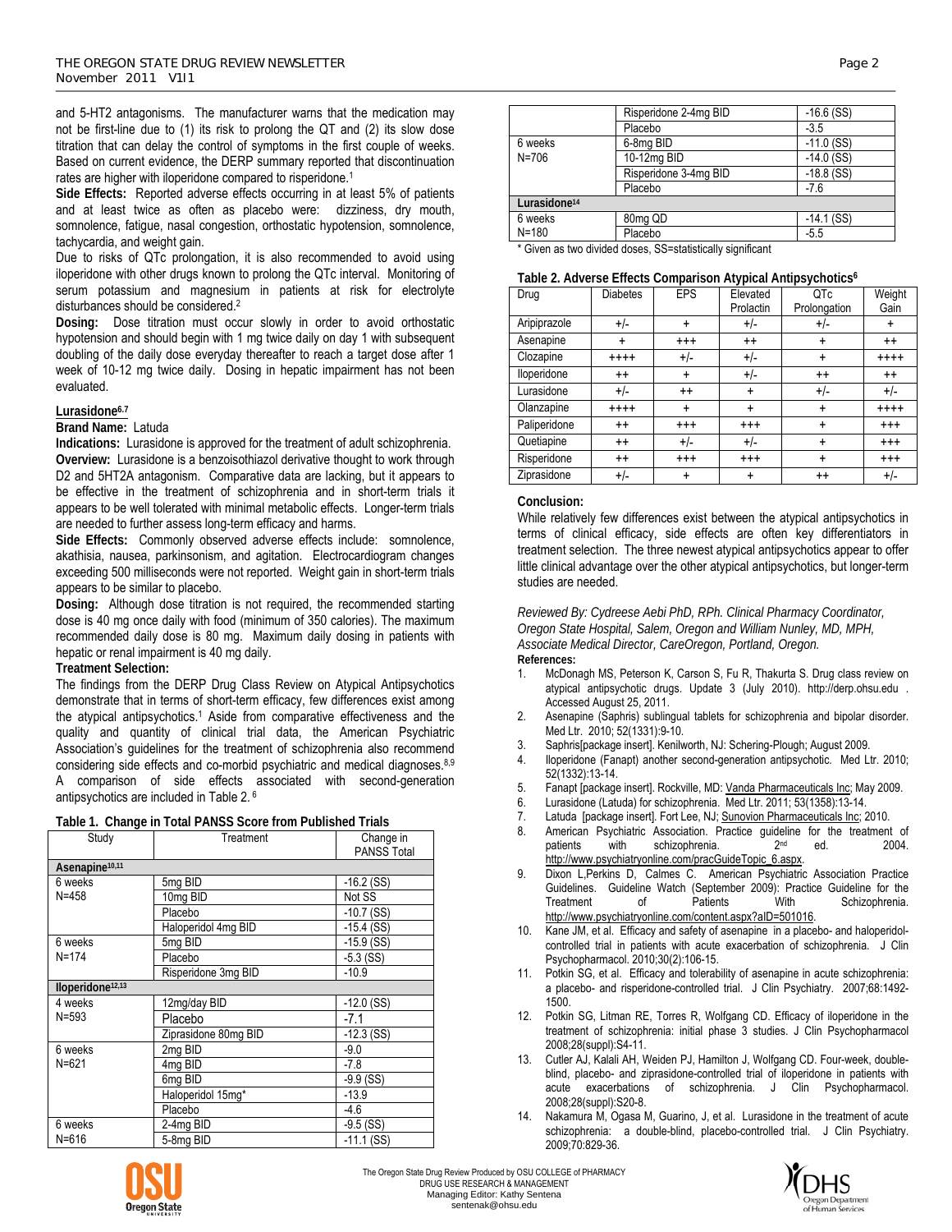and 5-HT2 antagonisms. The manufacturer warns that the medication may not be first-line due to (1) its risk to prolong the QT and (2) its slow dose titration that can delay the control of symptoms in the first couple of weeks. Based on current evidence, the DERP summary reported that discontinuation rates are higher with iloperidone compared to risperidone.[1]

**Side Effects:** Reported adverse effects occurring in at least 5% of patients and at least twice as often as placebo were: dizziness, dry mouth, somnolence, fatigue, nasal congestion, orthostatic hypotension, somnolence, tachycardia, and weight gain.

Due to risks of QTc prolongation, it is also recommended to avoid using iloperidone with other drugs known to prolong the QTc interval. Monitoring of serum potassium and magnesium in patients at risk for electrolyte disturbances should be considered.[2]

**Dosing:** Dose titration must occur slowly in order to avoid orthostatic hypotension and should begin with 1 mg twice daily on day 1 with subsequent doubling of the daily dose everyday thereafter to reach a target dose after 1 week of 10-12 mg twice daily. Dosing in hepatic impairment has not been evaluated.

**Lurasidone[6,7]**

**Brand Name:** Latuda

**Indications:** Lurasidone is approved for the treatment of adult schizophrenia.

**Overview:** Lurasidone is a benzoisothiazol derivative thought to work through D2 and 5HT2A antagonism. Comparative data are lacking, but it appears to be effective in the treatment of schizophrenia and in short-term trials it appears to be well tolerated with minimal metabolic effects. Longer-term trials are needed to further assess long-term efficacy and harms.

**Side Effects:** Commonly observed adverse effects include: somnolence, akathisia, nausea, parkinsonism, and agitation. Electrocardiogram changes exceeding 500 milliseconds were not reported. Weight gain in short-term trials appears to be similar to placebo.

**Dosing:** Although dose titration is not required, the recommended starting dose is 40 mg once daily with food (minimum of 350 calories). The maximum recommended daily dose is 80 mg. Maximum daily dosing in patients with hepatic or renal impairment is 40 mg daily.

**Treatment Selection:**

The findings from the DERP Drug Class Review on Atypical Antipsychotics demonstrate that in terms of short-term efficacy, few differences exist among the atypical antipsychotics.[1] Aside from comparative effectiveness and the quality and quantity of clinical trial data, the American Psychiatric Association's guidelines for the treatment of schizophrenia also recommend considering side effects and co-morbid psychiatric and medical diagnoses.[8,9] A comparison of side effects associated with second-generation antipsychotics are included in Table 2.[6]

**Table 1. Change in Total PANSS Score from Published Trials**

| Study | Treatment | Change in PANSS Total |
|---|---|---|
| **Asenapine[10,11]** | | |
| 6 weeks N=458 | 5mg BID | -16.2 (SS) |
| | 10mg BID | Not SS |
| | Placebo | -10.7 (SS) |
| | Haloperidol 4mg BID | -15.4 (SS) |
| 6 weeks N=174 | 5mg BID | -15.9 (SS) |
| | Placebo | -5.3 (SS) |
| | Risperidone 3mg BID | -10.9 |
| **Iloperidone[12,13]** | | |
| 4 weeks N=593 | 12mg/day BID | -12.0 (SS) |
| | Placebo | -7.1 |
| | Ziprasidone 80mg BID | -12.3 (SS) |
| 6 weeks N=621 | 2mg BID | -9.0 |
| | 4mg BID | -7.8 |
| | 6mg BID | -9.9 (SS) |
| | Haloperidol 15mg* | -13.9 |
| | Placebo | -4.6 |
| 6 weeks N=616 | 2-4mg BID | -9.5 (SS) |
| | 5-8mg BID | -11.1 (SS) |
| | Risperidone 2-4mg BID | -16.6 (SS) |
| | Placebo | -3.5 |
| 6 weeks N=706 | 6-8mg BID | -11.0 (SS) |
| | 10-12mg BID | -14.0 (SS) |
| | Risperidone 3-4mg BID | -18.8 (SS) |
| | Placebo | -7.6 |
| **Lurasidone[14]** | | |
| 6 weeks N=180 | 80mg QD | -14.1 (SS) |
| | Placebo | -5.5 |

\* Given as two divided doses, SS=statistically significant

**Table 2. Adverse Effects Comparison Atypical Antipsychotics[6]**

| Drug | Diabetes | EPS | Elevated Prolactin | QTc Prolongation | Weight Gain |
|---|---|---|---|---|---|
| Aripiprazole | +/- | + | +/- | +/- | + |
| Asenapine | + | +++ | ++ | + | ++ |
| Clozapine | ++++ | +/- | +/- | + | ++++ |
| Iloperidone | ++ | + | +/- | ++ | ++ |
| Lurasidone | +/- | ++ | + | +/- | +/- |
| Olanzapine | ++++ | + | + | + | ++++ |
| Paliperidone | ++ | +++ | +++ | + | +++ |
| Quetiapine | ++ | +/- | +/- | + | +++ |
| Risperidone | ++ | +++ | +++ | + | +++ |
| Ziprasidone | +/- | + | + | ++ | +/- |

**Conclusion:**

While relatively few differences exist between the atypical antipsychotics in terms of clinical efficacy, side effects are often key differentiators in treatment selection. The three newest atypical antipsychotics appear to offer little clinical advantage over the other atypical antipsychotics, but longer-term studies are needed.

*Reviewed By: Cydreese Aebi PhD, RPh. Clinical Pharmacy Coordinator, Oregon State Hospital, Salem, Oregon and William Nunley, MD, MPH, Associate Medical Director, CareOregon, Portland, Oregon.*

**References:**

1. McDonagh MS, Peterson K, Carson S, Fu R, Thakurta S. Drug class review on atypical antipsychotic drugs. Update 3 (July 2010). http://derp.ohsu.edu . Accessed August 25, 2011.
2. Asenapine (Saphris) sublingual tablets for schizophrenia and bipolar disorder. Med Ltr. 2010; 52(1331):9-10.
3. Saphris[package insert]. Kenilworth, NJ: Schering-Plough; August 2009.
4. Iloperidone (Fanapt) another second-generation antipsychotic. Med Ltr. 2010; 52(1332):13-14.
5. Fanapt [package insert]. Rockville, MD: Vanda Pharmaceuticals Inc; May 2009.
6. Lurasidone (Latuda) for schizophrenia. Med Ltr. 2011; 53(1358):13-14.
7. Latuda [package insert]. Fort Lee, NJ; Sunovion Pharmaceuticals Inc; 2010.
8. American Psychiatric Association. Practice guideline for the treatment of patients with schizophrenia. 2nd ed. 2004. http://www.psychiatryonline.com/pracGuideTopic_6.aspx.
9. Dixon L,Perkins D, Calmes C. American Psychiatric Association Practice Guidelines. Guideline Watch (September 2009): Practice Guideline for the Treatment of Patients With Schizophrenia. http://www.psychiatryonline.com/content.aspx?aID=501016.
10. Kane JM, et al. Efficacy and safety of asenapine in a placebo- and haloperidol-controlled trial in patients with acute exacerbation of schizophrenia. J Clin Psychopharmacol. 2010;30(2):106-15.
11. Potkin SG, et al. Efficacy and tolerability of asenapine in acute schizophrenia: a placebo- and risperidone-controlled trial. J Clin Psychiatry. 2007;68:1492-1500.
12. Potkin SG, Litman RE, Torres R, Wolfgang CD. Efficacy of iloperidone in the treatment of schizophrenia: initial phase 3 studies. J Clin Psychopharmacol 2008;28(suppl):S4-11.
13. Cutler AJ, Kalali AH, Weiden PJ, Hamilton J, Wolfgang CD. Four-week, double-blind, placebo- and ziprasidone-controlled trial of iloperidone in patients with acute exacerbations of schizophrenia. J Clin Psychopharmacol. 2008;28(suppl):S20-8.
14. Nakamura M, Ogasa M, Guarino, J, et al. Lurasidone in the treatment of acute schizophrenia: a double-blind, placebo-controlled trial. J Clin Psychiatry. 2009;70:829-36.

The Oregon State Drug Review Produced by OSU COLLEGE of PHARMACY
DRUG USE RESEARCH & MANAGEMENT
Managing Editor: Kathy Sentena
sentenak@ohsu.edu